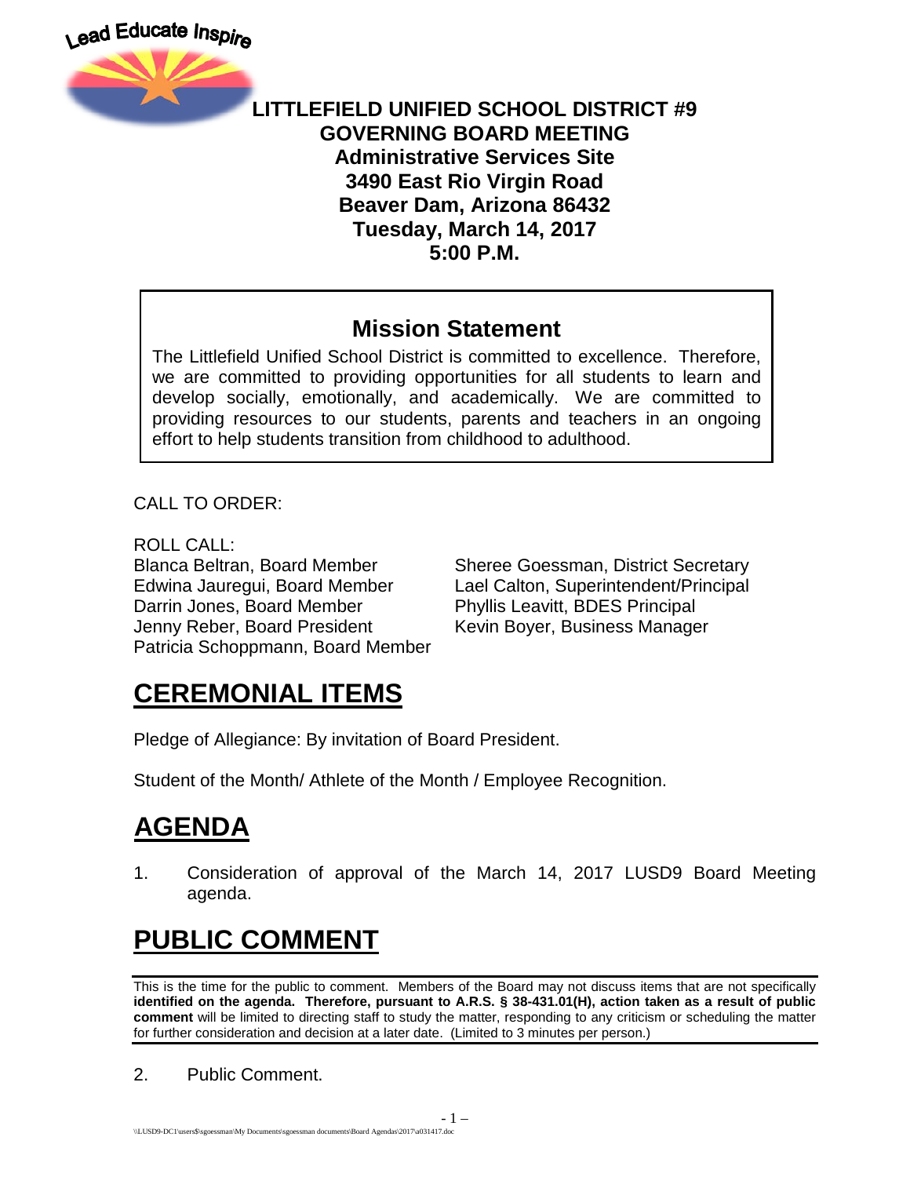Lead Educate Inspire

# LITTLEFIELD UNIFIED SCHOOL DISTRICT #9
# GOVERNING BOARD MEETING
## Administrative Services Site
## 3490 East Rio Virgin Road
## Beaver Dam, Arizona 86432
## Tuesday, March 14, 2017
## 5:00 P.M.

## Mission Statement

The Littlefield Unified School District is committed to excellence. Therefore, we are committed to providing opportunities for all students to learn and develop socially, emotionally, and academically. We are committed to providing resources to our students, parents and teachers in an ongoing effort to help students transition from childhood to adulthood.

CALL TO ORDER:

ROLL CALL:

Blanca Beltran, Board Member
Edwina Jauregui, Board Member
Darrin Jones, Board Member
Jenny Reber, Board President
Patricia Schoppmann, Board Member

Sheree Goessman, District Secretary
Lael Calton, Superintendent/Principal
Phyllis Leavitt, BDES Principal
Kevin Boyer, Business Manager

# CEREMONIAL ITEMS

Pledge of Allegiance: By invitation of Board President.

Student of the Month/ Athlete of the Month / Employee Recognition.

# AGENDA

1. Consideration of approval of the March 14, 2017 LUSD9 Board Meeting agenda.

# PUBLIC COMMENT

This is the time for the public to comment. Members of the Board may not discuss items that are not specifically **identified on the agenda. Therefore, pursuant to A.R.S. § 38-431.01(H), action taken as a result of public comment** will be limited to directing staff to study the matter, responding to any criticism or scheduling the matter for further consideration and decision at a later date. (Limited to 3 minutes per person.)

2. Public Comment.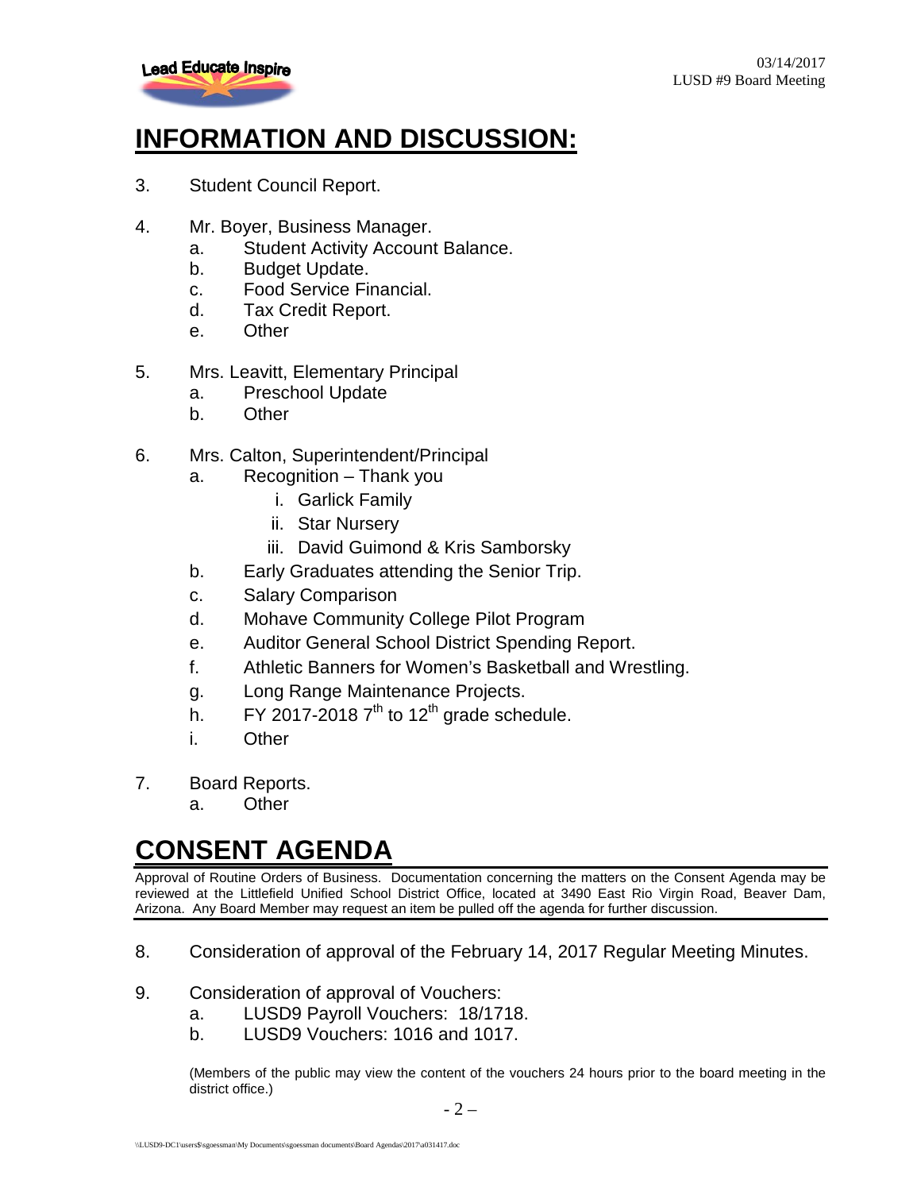# INFORMATION AND DISCUSSION:

3. Student Council Report.

4. Mr. Boyer, Business Manager.
   a. Student Activity Account Balance.
   b. Budget Update.
   c. Food Service Financial.
   d. Tax Credit Report.
   e. Other

5. Mrs. Leavitt, Elementary Principal
   a. Preschool Update
   b. Other

6. Mrs. Calton, Superintendent/Principal
   a. Recognition – Thank you
      i. Garlick Family
      ii. Star Nursery
      iii. David Guimond & Kris Samborsky
   b. Early Graduates attending the Senior Trip.
   c. Salary Comparison
   d. Mohave Community College Pilot Program
   e. Auditor General School District Spending Report.
   f. Athletic Banners for Women's Basketball and Wrestling.
   g. Long Range Maintenance Projects.
   h. FY 2017-2018 7th to 12th grade schedule.
   i. Other

7. Board Reports.
   a. Other

# CONSENT AGENDA

Approval of Routine Orders of Business. Documentation concerning the matters on the Consent Agenda may be reviewed at the Littlefield Unified School District Office, located at 3490 East Rio Virgin Road, Beaver Dam, Arizona. Any Board Member may request an item be pulled off the agenda for further discussion.

8. Consideration of approval of the February 14, 2017 Regular Meeting Minutes.

9. Consideration of approval of Vouchers:
   a. LUSD9 Payroll Vouchers: 18/1718.
   b. LUSD9 Vouchers: 1016 and 1017.

   (Members of the public may view the content of the vouchers 24 hours prior to the board meeting in the district office.)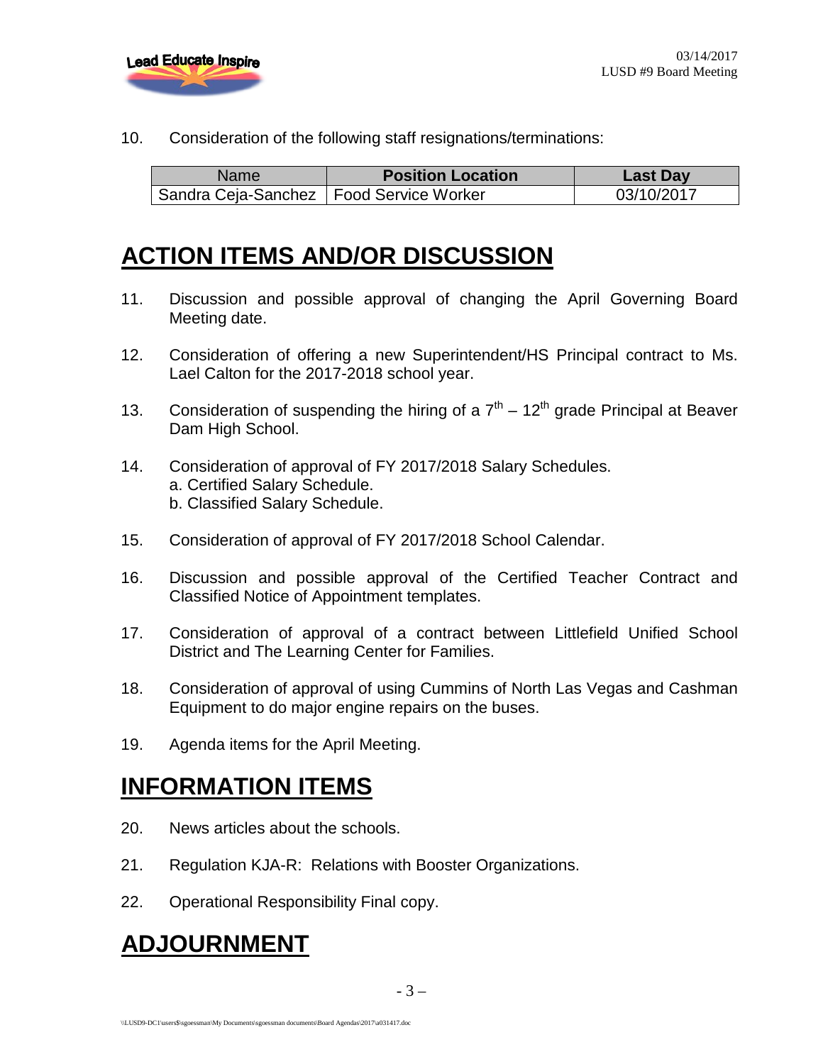10. Consideration of the following staff resignations/terminations:

| Name | Position Location | Last Day |
|---|---|---|
| Sandra Ceja-Sanchez | Food Service Worker | 03/10/2017 |

# ACTION ITEMS AND/OR DISCUSSION

11. Discussion and possible approval of changing the April Governing Board Meeting date.

12. Consideration of offering a new Superintendent/HS Principal contract to Ms. Lael Calton for the 2017-2018 school year.

13. Consideration of suspending the hiring of a 7th – 12th grade Principal at Beaver Dam High School.

14. Consideration of approval of FY 2017/2018 Salary Schedules.
    a. Certified Salary Schedule.
    b. Classified Salary Schedule.

15. Consideration of approval of FY 2017/2018 School Calendar.

16. Discussion and possible approval of the Certified Teacher Contract and Classified Notice of Appointment templates.

17. Consideration of approval of a contract between Littlefield Unified School District and The Learning Center for Families.

18. Consideration of approval of using Cummins of North Las Vegas and Cashman Equipment to do major engine repairs on the buses.

19. Agenda items for the April Meeting.

# INFORMATION ITEMS

20. News articles about the schools.

21. Regulation KJA-R: Relations with Booster Organizations.

22. Operational Responsibility Final copy.

# ADJOURNMENT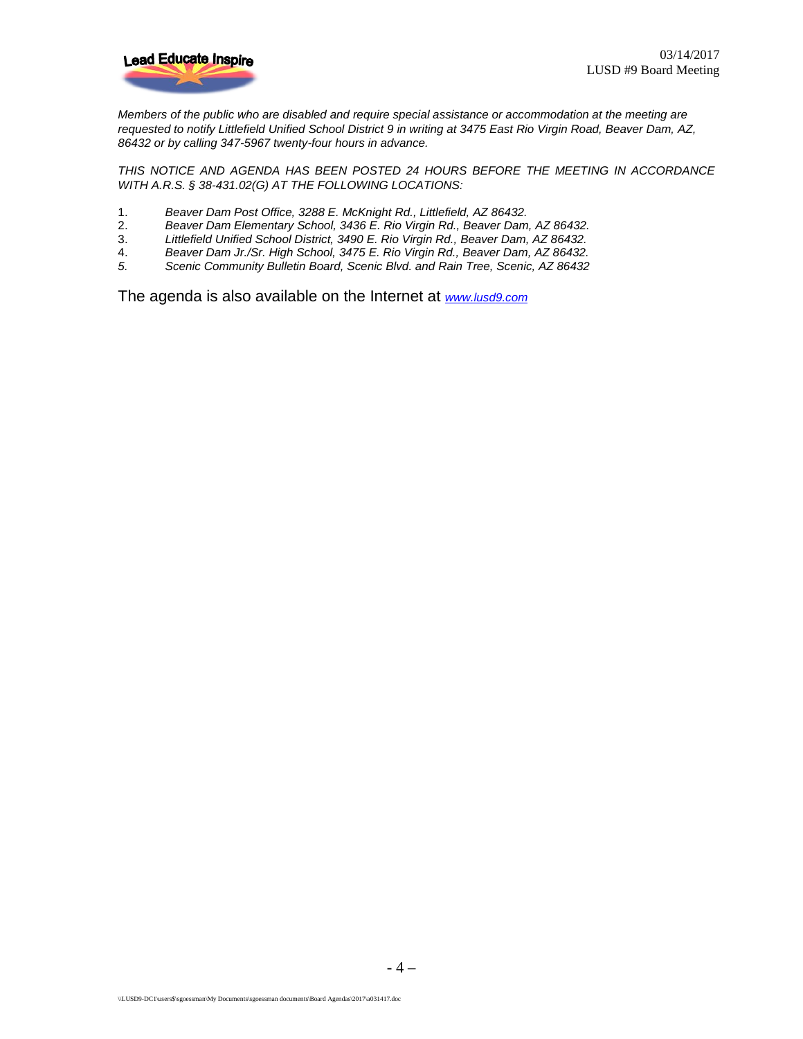*Members of the public who are disabled and require special assistance or accommodation at the meeting are requested to notify Littlefield Unified School District 9 in writing at 3475 East Rio Virgin Road, Beaver Dam, AZ, 86432 or by calling 347-5967 twenty-four hours in advance.*

*THIS NOTICE AND AGENDA HAS BEEN POSTED 24 HOURS BEFORE THE MEETING IN ACCORDANCE WITH A.R.S. § 38-431.02(G) AT THE FOLLOWING LOCATIONS:*

1. *Beaver Dam Post Office, 3288 E. McKnight Rd., Littlefield, AZ 86432.*
2. *Beaver Dam Elementary School, 3436 E. Rio Virgin Rd., Beaver Dam, AZ 86432.*
3. *Littlefield Unified School District, 3490 E. Rio Virgin Rd., Beaver Dam, AZ 86432.*
4. *Beaver Dam Jr./Sr. High School, 3475 E. Rio Virgin Rd., Beaver Dam, AZ 86432.*
5. *Scenic Community Bulletin Board, Scenic Blvd. and Rain Tree, Scenic, AZ 86432*

The agenda is also available on the Internet at *www.lusd9.com*